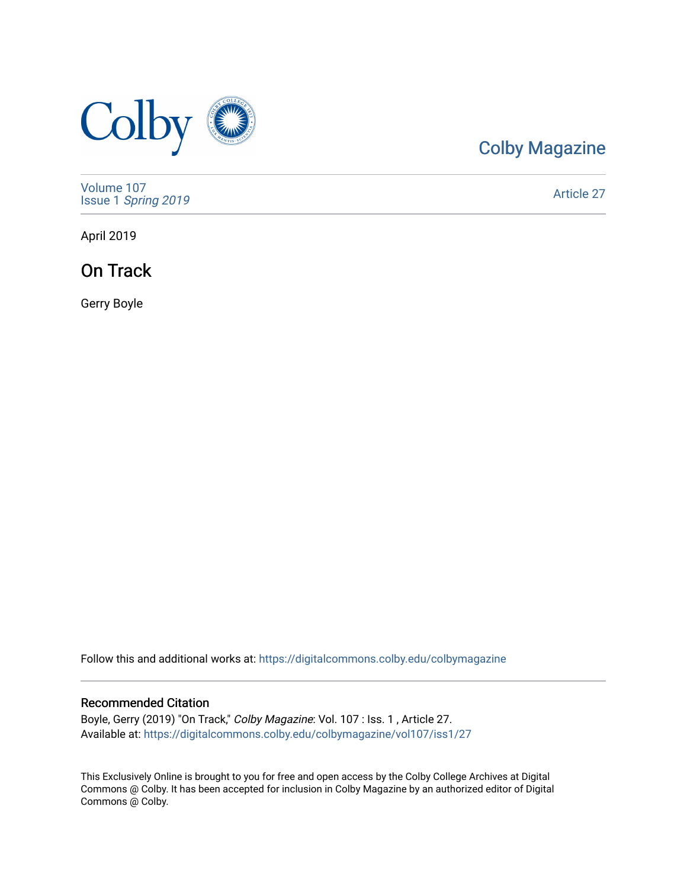Colby Magazine

Volume 107
Issue 1 *Spring 2019*

Article 27

April 2019

# On Track

Gerry Boyle

Follow this and additional works at: https://digitalcommons.colby.edu/colbymagazine

## Recommended Citation

Boyle, Gerry (2019) "On Track," *Colby Magazine*: Vol. 107 : Iss. 1 , Article 27.
Available at: https://digitalcommons.colby.edu/colbymagazine/vol107/iss1/27

This Exclusively Online is brought to you for free and open access by the Colby College Archives at Digital Commons @ Colby. It has been accepted for inclusion in Colby Magazine by an authorized editor of Digital Commons @ Colby.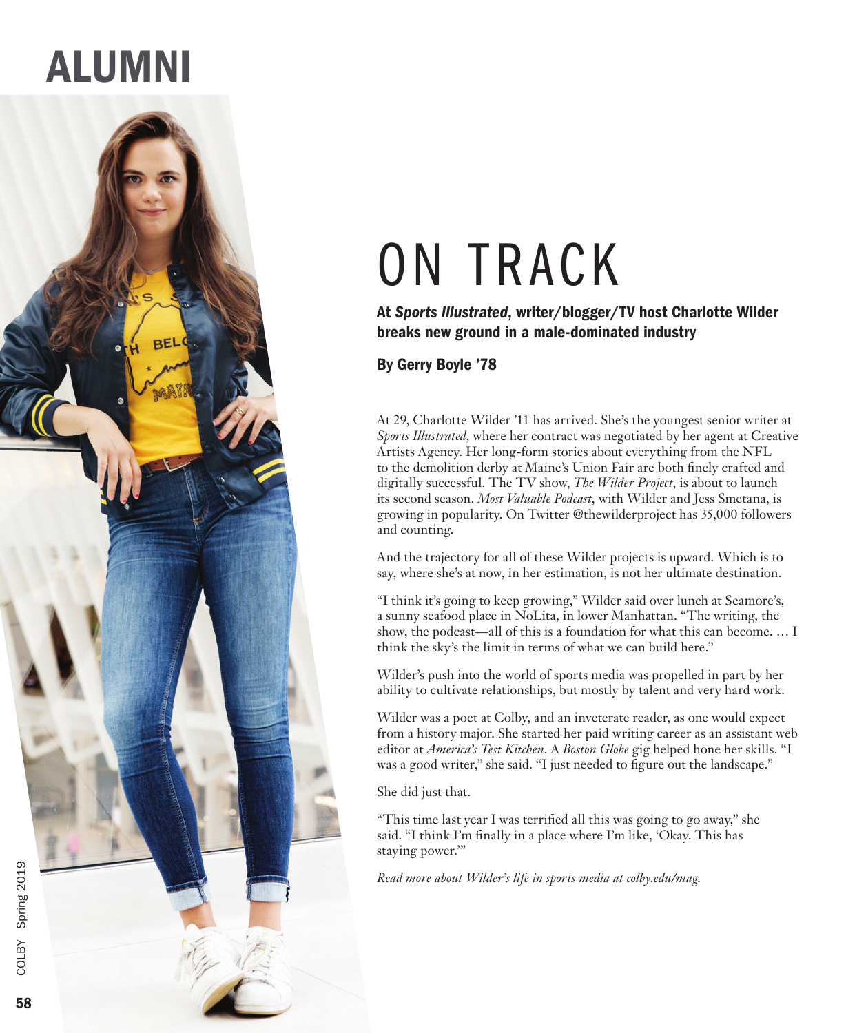# ALUMNI

# ON TRACK

**At *Sports Illustrated*, writer/blogger/TV host Charlotte Wilder breaks new ground in a male-dominated industry**

**By Gerry Boyle '78**

At 29, Charlotte Wilder '11 has arrived. She's the youngest senior writer at *Sports Illustrated*, where her contract was negotiated by her agent at Creative Artists Agency. Her long-form stories about everything from the NFL to the demolition derby at Maine's Union Fair are both finely crafted and digitally successful. The TV show, *The Wilder Project*, is about to launch its second season. *Most Valuable Podcast*, with Wilder and Jess Smetana, is growing in popularity. On Twitter @thewilderproject has 35,000 followers and counting.

And the trajectory for all of these Wilder projects is upward. Which is to say, where she's at now, in her estimation, is not her ultimate destination.

"I think it's going to keep growing," Wilder said over lunch at Seamore's, a sunny seafood place in NoLita, in lower Manhattan. "The writing, the show, the podcast—all of this is a foundation for what this can become. … I think the sky's the limit in terms of what we can build here."

Wilder's push into the world of sports media was propelled in part by her ability to cultivate relationships, but mostly by talent and very hard work.

Wilder was a poet at Colby, and an inveterate reader, as one would expect from a history major. She started her paid writing career as an assistant web editor at *America's Test Kitchen*. A *Boston Globe* gig helped hone her skills. "I was a good writer," she said. "I just needed to figure out the landscape."

She did just that.

"This time last year I was terrified all this was going to go away," she said. "I think I'm finally in a place where I'm like, 'Okay. This has staying power.'"

*Read more about Wilder's life in sports media at colby.edu/mag.*